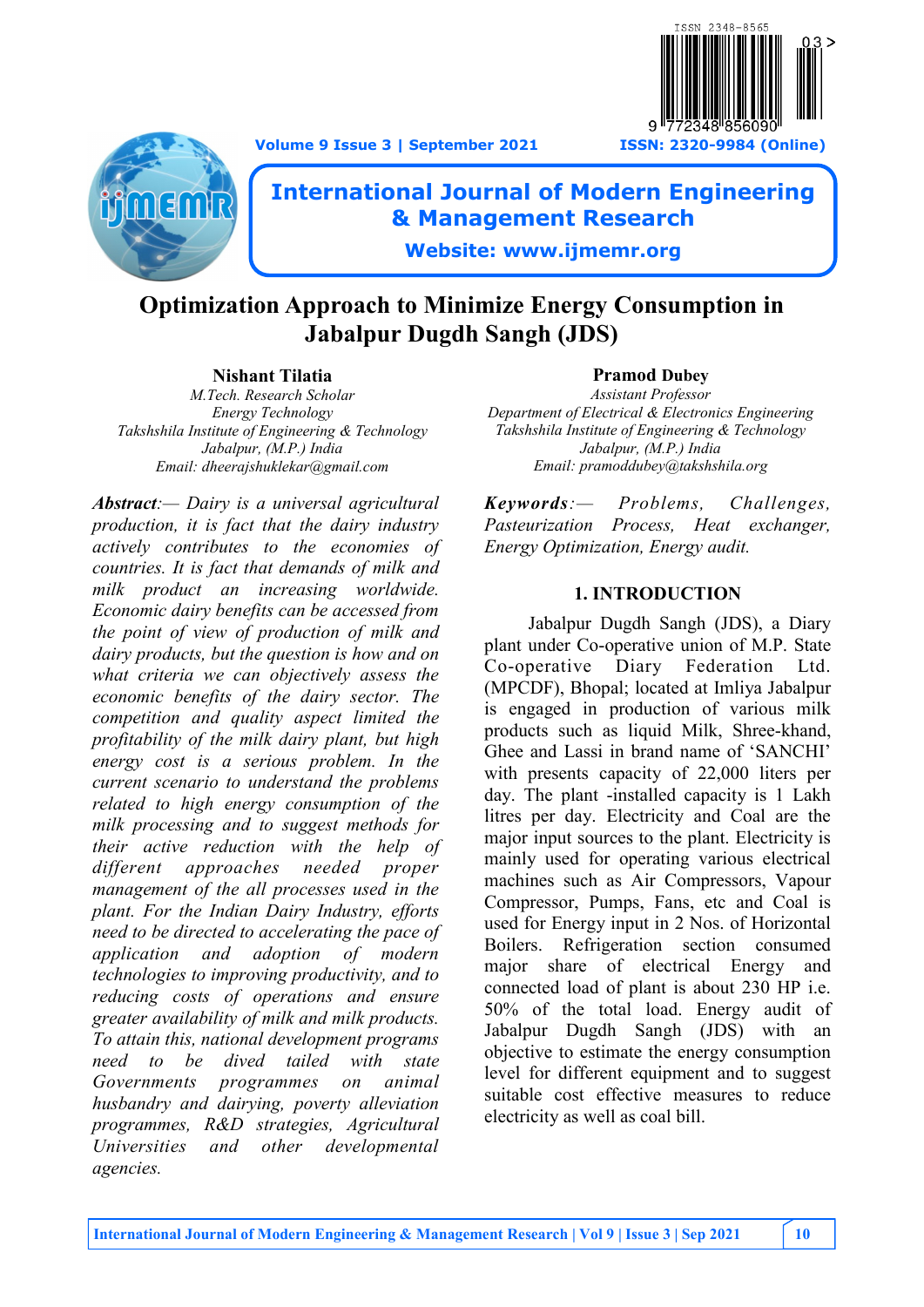# Optimization Approach to Minimize Energy Consumption in Jabalpur Dugdh Sangh (JDS)

**Nishant Tilatia**
*M.Tech. Research Scholar*
*Energy Technology*
*Takshshila Institute of Engineering & Technology*
*Jabalpur, (M.P.) India*
*Email: dheerajshuklekar@gmail.com*

**Pramod Dubey**
*Assistant Professor*
*Department of Electrical & Electronics Engineering*
*Takshshila Institute of Engineering & Technology*
*Jabalpur, (M.P.) India*
*Email: pramoddubey@takshshila.org*

***Abstract**:— Dairy is a universal agricultural production, it is fact that the dairy industry actively contributes to the economies of countries. It is fact that demands of milk and milk product an increasing worldwide. Economic dairy benefits can be accessed from the point of view of production of milk and dairy products, but the question is how and on what criteria we can objectively assess the economic benefits of the dairy sector. The competition and quality aspect limited the profitability of the milk dairy plant, but high energy cost is a serious problem. In the current scenario to understand the problems related to high energy consumption of the milk processing and to suggest methods for their active reduction with the help of different approaches needed proper management of the all processes used in the plant. For the Indian Dairy Industry, efforts need to be directed to accelerating the pace of application and adoption of modern technologies to improving productivity, and to reducing costs of operations and ensure greater availability of milk and milk products. To attain this, national development programs need to be dived tailed with state Governments programmes on animal husbandry and dairying, poverty alleviation programmes, R&D strategies, Agricultural Universities and other developmental agencies.*

***Keywords**:— Problems, Challenges, Pasteurization Process, Heat exchanger, Energy Optimization, Energy audit.*

## 1. INTRODUCTION

Jabalpur Dugdh Sangh (JDS), a Diary plant under Co-operative union of M.P. State Co-operative Diary Federation Ltd. (MPCDF), Bhopal; located at Imliya Jabalpur is engaged in production of various milk products such as liquid Milk, Shree-khand, Ghee and Lassi in brand name of 'SANCHI' with presents capacity of 22,000 liters per day. The plant -installed capacity is 1 Lakh litres per day. Electricity and Coal are the major input sources to the plant. Electricity is mainly used for operating various electrical machines such as Air Compressors, Vapour Compressor, Pumps, Fans, etc and Coal is used for Energy input in 2 Nos. of Horizontal Boilers. Refrigeration section consumed major share of electrical Energy and connected load of plant is about 230 HP i.e. 50% of the total load. Energy audit of Jabalpur Dugdh Sangh (JDS) with an objective to estimate the energy consumption level for different equipment and to suggest suitable cost effective measures to reduce electricity as well as coal bill.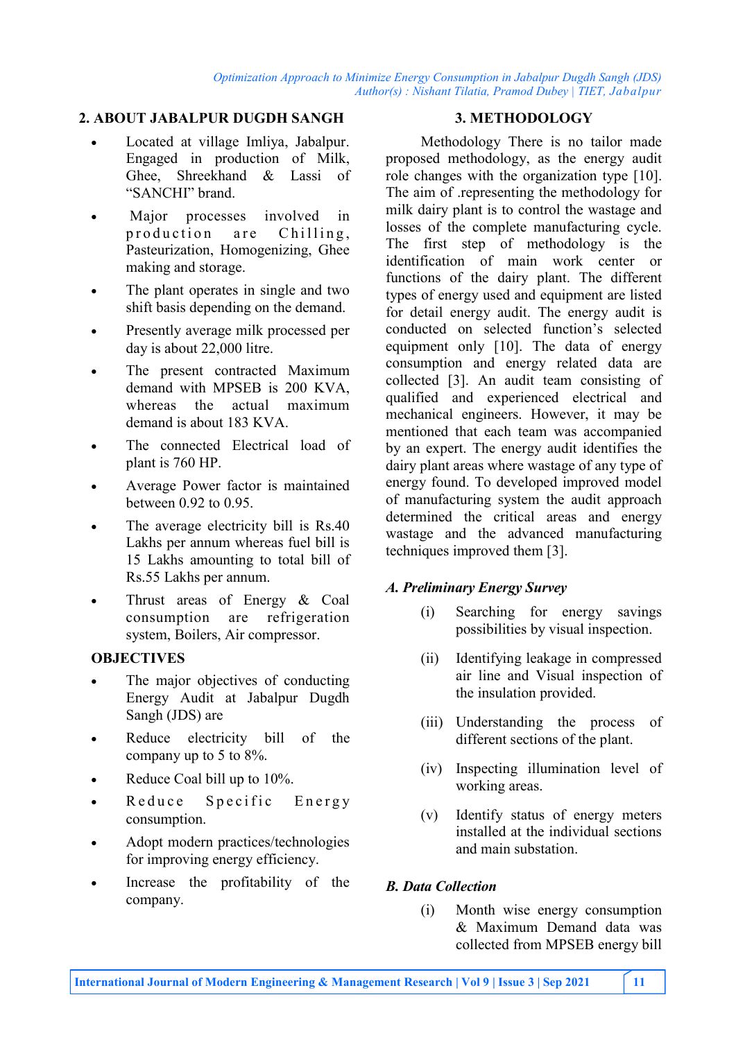## 2. ABOUT JABALPUR DUGDH SANGH

- Located at village Imliya, Jabalpur. Engaged in production of Milk, Ghee, Shreekhand & Lassi of "SANCHI" brand.
- Major processes involved in production are Chilling, Pasteurization, Homogenizing, Ghee making and storage.
- The plant operates in single and two shift basis depending on the demand.
- Presently average milk processed per day is about 22,000 litre.
- The present contracted Maximum demand with MPSEB is 200 KVA, whereas the actual maximum demand is about 183 KVA.
- The connected Electrical load of plant is 760 HP.
- Average Power factor is maintained between 0.92 to 0.95.
- The average electricity bill is Rs.40 Lakhs per annum whereas fuel bill is 15 Lakhs amounting to total bill of Rs.55 Lakhs per annum.
- Thrust areas of Energy & Coal consumption are refrigeration system, Boilers, Air compressor.

### OBJECTIVES

- The major objectives of conducting Energy Audit at Jabalpur Dugdh Sangh (JDS) are
- Reduce electricity bill of the company up to 5 to 8%.
- Reduce Coal bill up to 10%.
- Reduce Specific Energy consumption.
- Adopt modern practices/technologies for improving energy efficiency.
- Increase the profitability of the company.

## 3. METHODOLOGY

Methodology There is no tailor made proposed methodology, as the energy audit role changes with the organization type [10]. The aim of .representing the methodology for milk dairy plant is to control the wastage and losses of the complete manufacturing cycle. The first step of methodology is the identification of main work center or functions of the dairy plant. The different types of energy used and equipment are listed for detail energy audit. The energy audit is conducted on selected function's selected equipment only [10]. The data of energy consumption and energy related data are collected [3]. An audit team consisting of qualified and experienced electrical and mechanical engineers. However, it may be mentioned that each team was accompanied by an expert. The energy audit identifies the dairy plant areas where wastage of any type of energy found. To developed improved model of manufacturing system the audit approach determined the critical areas and energy wastage and the advanced manufacturing techniques improved them [3].

### *A. Preliminary Energy Survey*

(i) Searching for energy savings possibilities by visual inspection.

(ii) Identifying leakage in compressed air line and Visual inspection of the insulation provided.

(iii) Understanding the process of different sections of the plant.

(iv) Inspecting illumination level of working areas.

(v) Identify status of energy meters installed at the individual sections and main substation.

### *B. Data Collection*

(i) Month wise energy consumption & Maximum Demand data was collected from MPSEB energy bill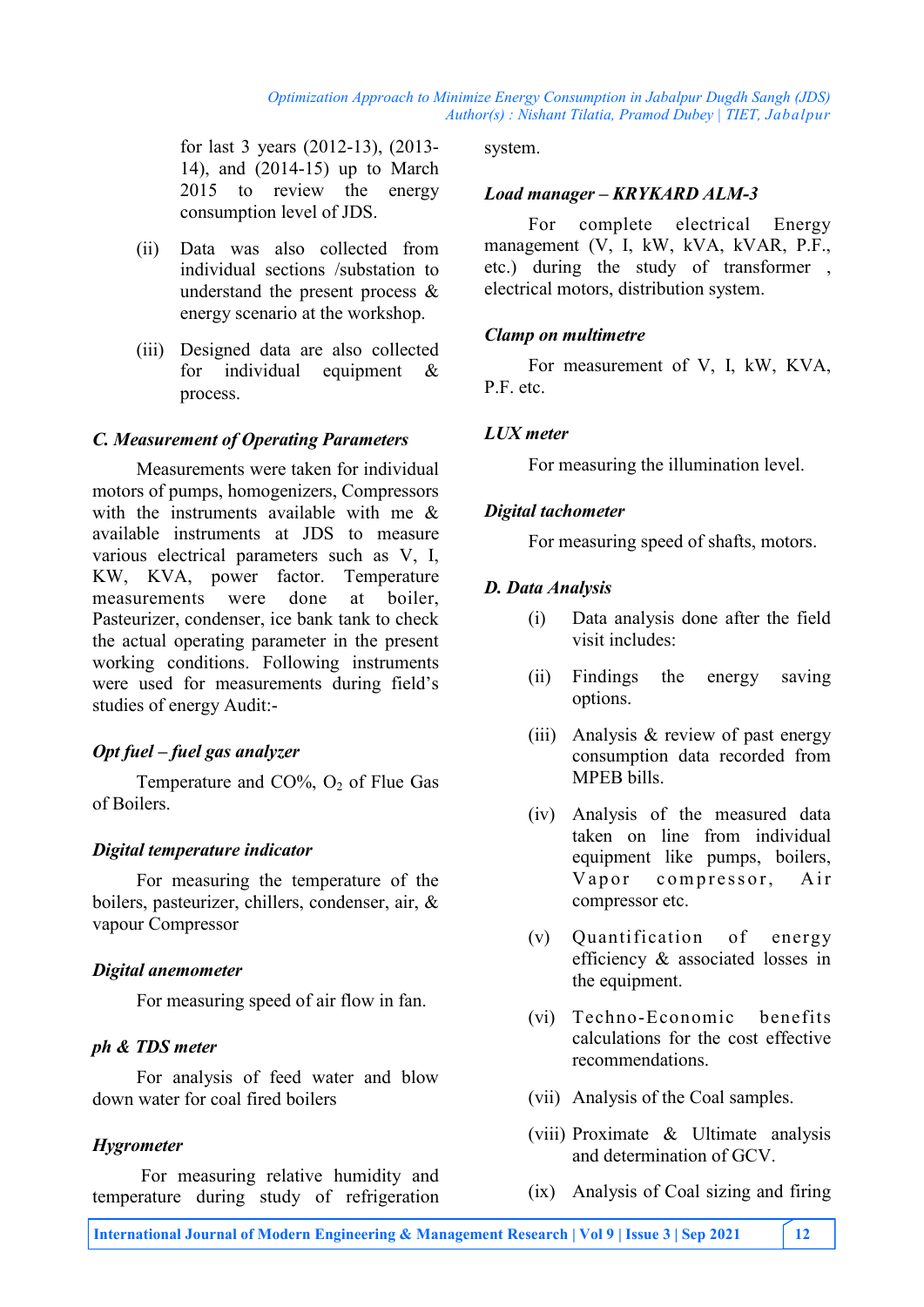for last 3 years (2012-13), (2013-14), and (2014-15) up to March 2015 to review the energy consumption level of JDS.

(ii) Data was also collected from individual sections /substation to understand the present process & energy scenario at the workshop.

(iii) Designed data are also collected for individual equipment & process.

### *C. Measurement of Operating Parameters*

Measurements were taken for individual motors of pumps, homogenizers, Compressors with the instruments available with me & available instruments at JDS to measure various electrical parameters such as V, I, KW, KVA, power factor. Temperature measurements were done at boiler, Pasteurizer, condenser, ice bank tank to check the actual operating parameter in the present working conditions. Following instruments were used for measurements during field's studies of energy Audit:-

***Opt fuel – fuel gas analyzer***

Temperature and CO%, $O_2$ of Flue Gas of Boilers.

***Digital temperature indicator***

For measuring the temperature of the boilers, pasteurizer, chillers, condenser, air, & vapour Compressor

***Digital anemometer***

For measuring speed of air flow in fan.

***ph & TDS meter***

For analysis of feed water and blow down water for coal fired boilers

***Hygrometer***

For measuring relative humidity and temperature during study of refrigeration system.

***Load manager – KRYKARD ALM-3***

For complete electrical Energy management (V, I, kW, kVA, kVAR, P.F., etc.) during the study of transformer , electrical motors, distribution system.

***Clamp on multimetre***

For measurement of V, I, kW, KVA, P.F. etc.

***LUX meter***

For measuring the illumination level.

***Digital tachometer***

For measuring speed of shafts, motors.

### *D. Data Analysis*

(i) Data analysis done after the field visit includes:

(ii) Findings the energy saving options.

(iii) Analysis & review of past energy consumption data recorded from MPEB bills.

(iv) Analysis of the measured data taken on line from individual equipment like pumps, boilers, Vapor compressor, Air compressor etc.

(v) Quantification of energy efficiency & associated losses in the equipment.

(vi) Techno-Economic benefits calculations for the cost effective recommendations.

(vii) Analysis of the Coal samples.

(viii) Proximate & Ultimate analysis and determination of GCV.

(ix) Analysis of Coal sizing and firing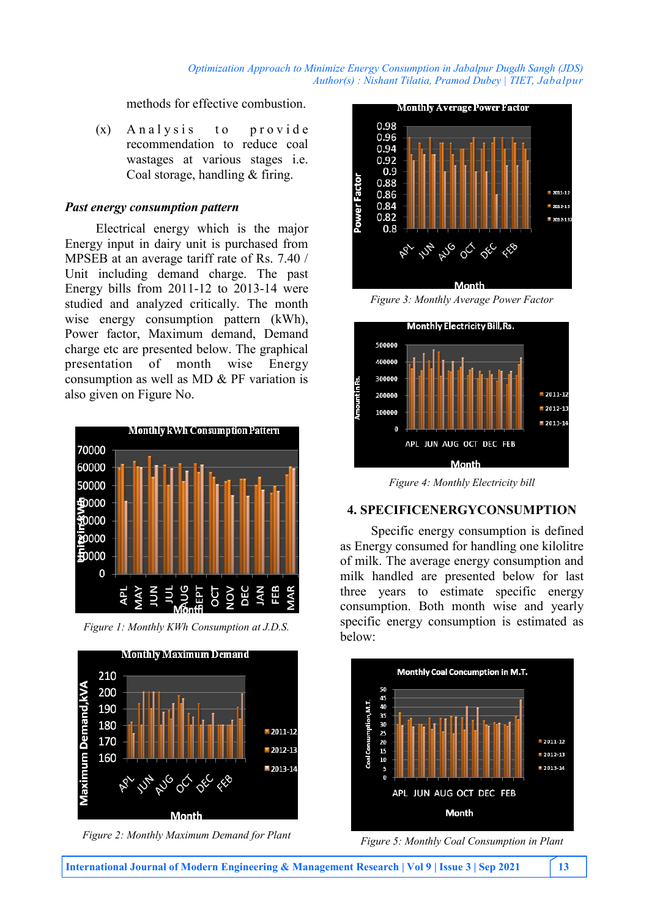methods for effective combustion.

(x) Analysis to provide recommendation to reduce coal wastages at various stages i.e. Coal storage, handling & firing.

### *Past energy consumption pattern*

Electrical energy which is the major Energy input in dairy unit is purchased from MPSEB at an average tariff rate of Rs. 7.40 / Unit including demand charge. The past Energy bills from 2011-12 to 2013-14 were studied and analyzed critically. The month wise energy consumption pattern (kWh), Power factor, Maximum demand, Demand charge etc are presented below. The graphical presentation of month wise Energy consumption as well as MD & PF variation is also given on Figure No.

Monthly kWh Consumption Pattern

70000
60000
50000
40000
30000
20000
10000
0

Units in kWh

APL MAY JUN JUL AUG SEPT OCT NOV DEC JAN FEB MAR

Month

*Figure 1: Monthly KWh Consumption at J.D.S.*

Monthly Maximum Demand

210
200
190
180
170
160

Maximum Demand,kVA

APL JUN AUG OCT DEC FEB

Month

2011-12
2012-13
2013-14

*Figure 2: Monthly Maximum Demand for Plant*

Monthly Average Power Factor

0.98
0.96
0.94
0.92
0.9
0.88
0.86
0.84
0.82
0.8

Power Factor

APL JUN AUG OCT DEC FEB

Month

2011-12
2012-13
2012-132

*Figure 3: Monthly Average Power Factor*

Monthly Electricity Bill,Rs.

500000
400000
300000
200000
100000
0

Amount in Rs.

APL JUN AUG OCT DEC FEB

Month

2011-12
2012-13
2013-14

*Figure 4: Monthly Electricity bill*

## 4. SPECIFICENERGYCONSUMPTION

Specific energy consumption is defined as Energy consumed for handling one kilolitre of milk. The average energy consumption and milk handled are presented below for last three years to estimate specific energy consumption. Both month wise and yearly specific energy consumption is estimated as below:

Monthly Coal Concumption in M.T.

50
45
40
35
30
25
20
15
10
5
0

Coal Consumption, M.T.

APL JUN AUG OCT DEC FEB

Month

2011-12
2012-13
2013-14

*Figure 5: Monthly Coal Consumption in Plant*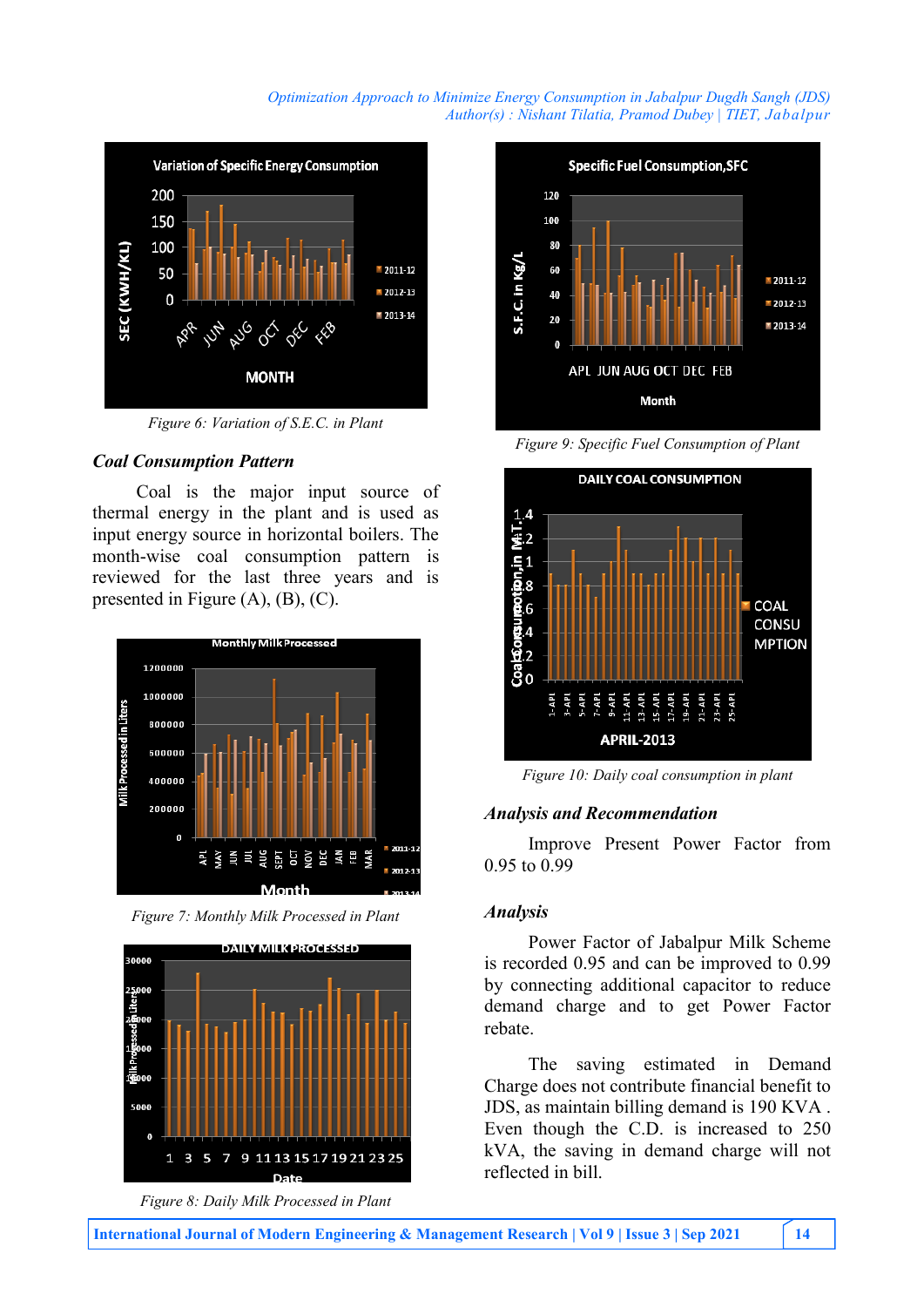Variation of Specific Energy Consumption

SEC (KWH/KL)

200
150
100
50
0

APR JUN AUG OCT DEC FEB

MONTH

2011-12
2012-13
2013-14

Figure 6: Variation of S.E.C. in Plant

### Coal Consumption Pattern

Coal is the major input source of thermal energy in the plant and is used as input energy source in horizontal boilers. The month-wise coal consumption pattern is reviewed for the last three years and is presented in Figure (A), (B), (C).

Monthly Milk Processed

Milk Processed in Liters

1200000
1000000
800000
600000
400000
200000
0

APL MAY JUN JUL AUG SEPT OCT NOV DEC JAN FEB MAR

Month

2011-12
2012-13
2013-14

Figure 7: Monthly Milk Processed in Plant

DAILY MILK PROCESSED

Milk Processed in Liters

30000
25000
20000
15000
10000
5000
0

1 3 5 7 9 11 13 15 17 19 21 23 25

Date

Figure 8: Daily Milk Processed in Plant

Specific Fuel Consumption, SFC

S.F.C. in Kg/L

120
100
80
60
40
20
0

APL JUN AUG OCT DEC FEB

Month

2011-12
2012-13
2013-14

Figure 9: Specific Fuel Consumption of Plant

DAILY COAL CONSUMPTION

Coal Consumption in M.T.

1.4
1.2
1
0.8
0.6
0.4
0.2
0

1-APL 3-APL 5-APL 7-APL 9-APL 11-APL 13-APL 15-APL 17-APL 19-APL 21-APL 23-APL 25-APL

APRIL-2013

COAL CONSUMPTION

Figure 10: Daily coal consumption in plant

### Analysis and Recommendation

Improve Present Power Factor from 0.95 to 0.99

### Analysis

Power Factor of Jabalpur Milk Scheme is recorded 0.95 and can be improved to 0.99 by connecting additional capacitor to reduce demand charge and to get Power Factor rebate.

The saving estimated in Demand Charge does not contribute financial benefit to JDS, as maintain billing demand is 190 KVA . Even though the C.D. is increased to 250 kVA, the saving in demand charge will not reflected in bill.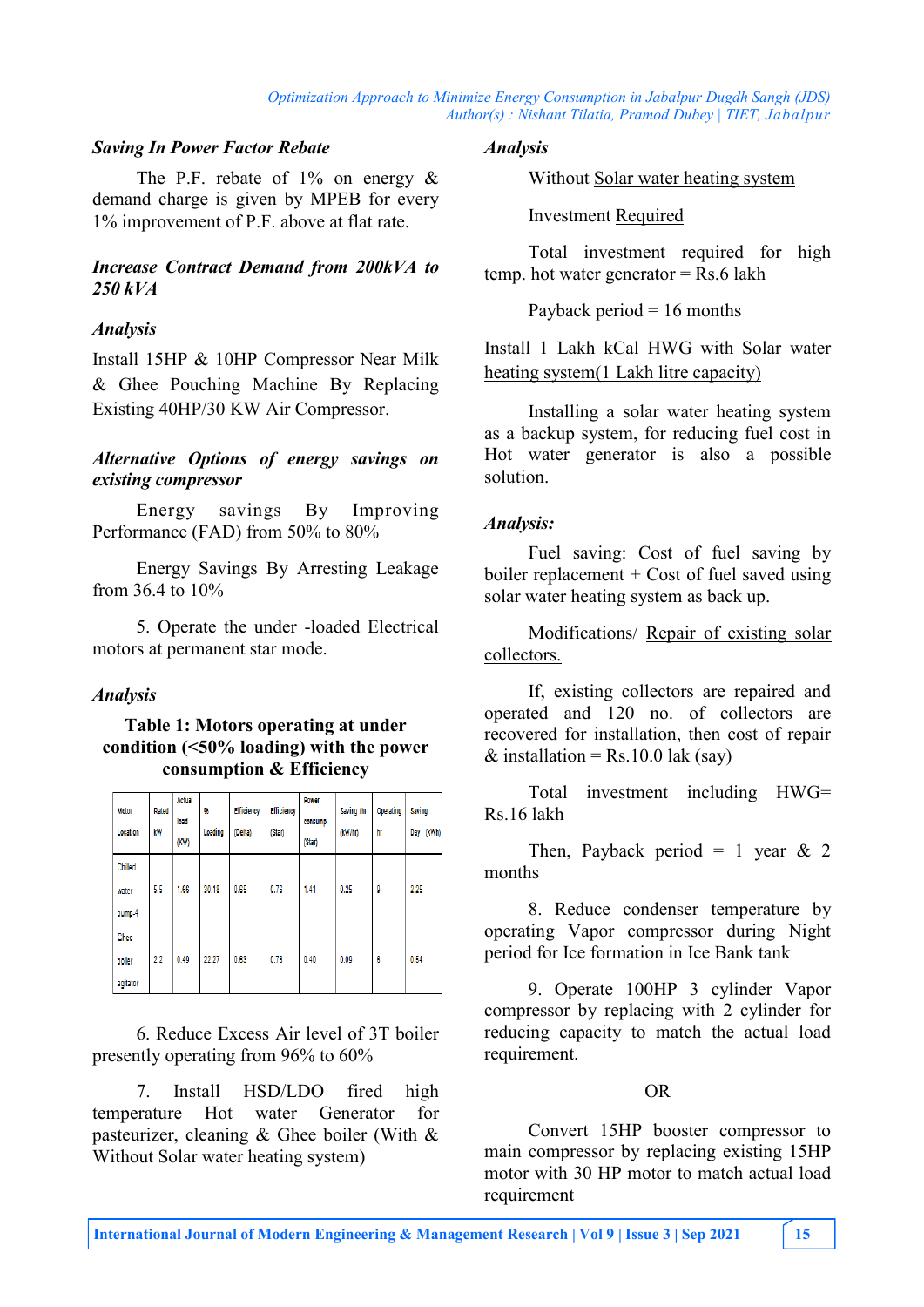### *Saving In Power Factor Rebate*

The P.F. rebate of 1% on energy & demand charge is given by MPEB for every 1% improvement of P.F. above at flat rate.

### *Increase Contract Demand from 200kVA to 250 kVA*

### *Analysis*

Install 15HP & 10HP Compressor Near Milk & Ghee Pouching Machine By Replacing Existing 40HP/30 KW Air Compressor.

### *Alternative Options of energy savings on existing compressor*

Energy savings By Improving Performance (FAD) from 50% to 80%

Energy Savings By Arresting Leakage from 36.4 to 10%

5. Operate the under -loaded Electrical motors at permanent star mode.

### *Analysis*

**Table 1: Motors operating at under condition (<50% loading) with the power consumption & Efficiency**

| Motor Location | Rated kW | Actual load (KW) | % Loading | Efficiency (Delta) | Efficiency (Star) | Power consump. (Star) | Saving / hr (kW/hr) | Operating hr | Saving Day (kWh) |
|---|---|---|---|---|---|---|---|---|---|
| Chilled water pump-4 | 5.5 | 1.66 | 30.18 | 0.65 | 0.76 | 1.41 | 0.25 | 9 | 2.25 |
| Ghee boiler agitator | 2.2 | 0.49 | 22.27 | 0.63 | 0.76 | 0.40 | 0.09 | 6 | 0.54 |

6. Reduce Excess Air level of 3T boiler presently operating from 96% to 60%

7. Install HSD/LDO fired high temperature Hot water Generator for pasteurizer, cleaning & Ghee boiler (With & Without Solar water heating system)

### *Analysis*

Without Solar water heating system

Investment Required

Total investment required for high temp. hot water generator = Rs.6 lakh

Payback period = 16 months

Install 1 Lakh kCal HWG with Solar water heating system(1 Lakh litre capacity)

Installing a solar water heating system as a backup system, for reducing fuel cost in Hot water generator is also a possible solution.

### *Analysis:*

Fuel saving: Cost of fuel saving by boiler replacement + Cost of fuel saved using solar water heating system as back up.

Modifications/ Repair of existing solar collectors.

If, existing collectors are repaired and operated and 120 no. of collectors are recovered for installation, then cost of repair & installation = Rs.10.0 lak (say)

Total investment including HWG= Rs.16 lakh

Then, Payback period = 1 year & 2 months

8. Reduce condenser temperature by operating Vapor compressor during Night period for Ice formation in Ice Bank tank

9. Operate 100HP 3 cylinder Vapor compressor by replacing with 2 cylinder for reducing capacity to match the actual load requirement.

OR

Convert 15HP booster compressor to main compressor by replacing existing 15HP motor with 30 HP motor to match actual load requirement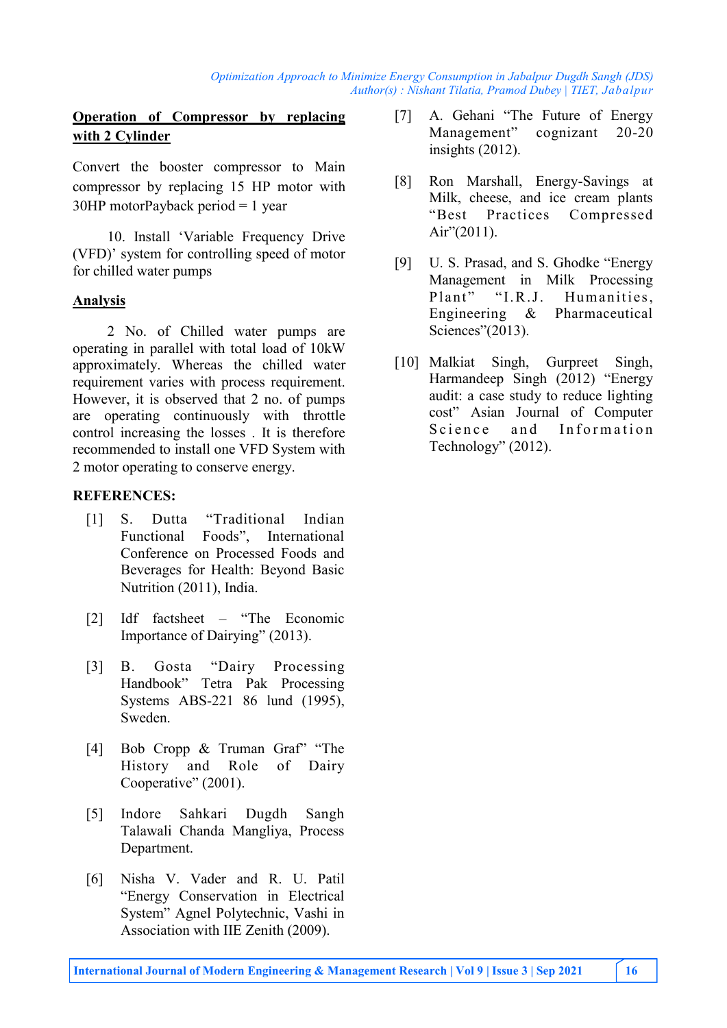**Operation of Compressor by replacing with 2 Cylinder**

Convert the booster compressor to Main compressor by replacing 15 HP motor with 30HP motorPayback period = 1 year

10. Install 'Variable Frequency Drive (VFD)' system for controlling speed of motor for chilled water pumps

**Analysis**

2 No. of Chilled water pumps are operating in parallel with total load of 10kW approximately. Whereas the chilled water requirement varies with process requirement. However, it is observed that 2 no. of pumps are operating continuously with throttle control increasing the losses . It is therefore recommended to install one VFD System with 2 motor operating to conserve energy.

## REFERENCES:

[1] S. Dutta "Traditional Indian Functional Foods", International Conference on Processed Foods and Beverages for Health: Beyond Basic Nutrition (2011), India.

[2] Idf factsheet – "The Economic Importance of Dairying" (2013).

[3] B. Gosta "Dairy Processing Handbook" Tetra Pak Processing Systems ABS-221 86 lund (1995), Sweden.

[4] Bob Cropp & Truman Graf" "The History and Role of Dairy Cooperative" (2001).

[5] Indore Sahkari Dugdh Sangh Talawali Chanda Mangliya, Process Department.

[6] Nisha V. Vader and R. U. Patil "Energy Conservation in Electrical System" Agnel Polytechnic, Vashi in Association with IIE Zenith (2009).

[7] A. Gehani "The Future of Energy Management" cognizant 20-20 insights (2012).

[8] Ron Marshall, Energy-Savings at Milk, cheese, and ice cream plants "Best Practices Compressed Air"(2011).

[9] U. S. Prasad, and S. Ghodke "Energy Management in Milk Processing Plant" "I.R.J. Humanities, Engineering & Pharmaceutical Sciences"(2013).

[10] Malkiat Singh, Gurpreet Singh, Harmandeep Singh (2012) "Energy audit: a case study to reduce lighting cost" Asian Journal of Computer Science and Information Technology" (2012).